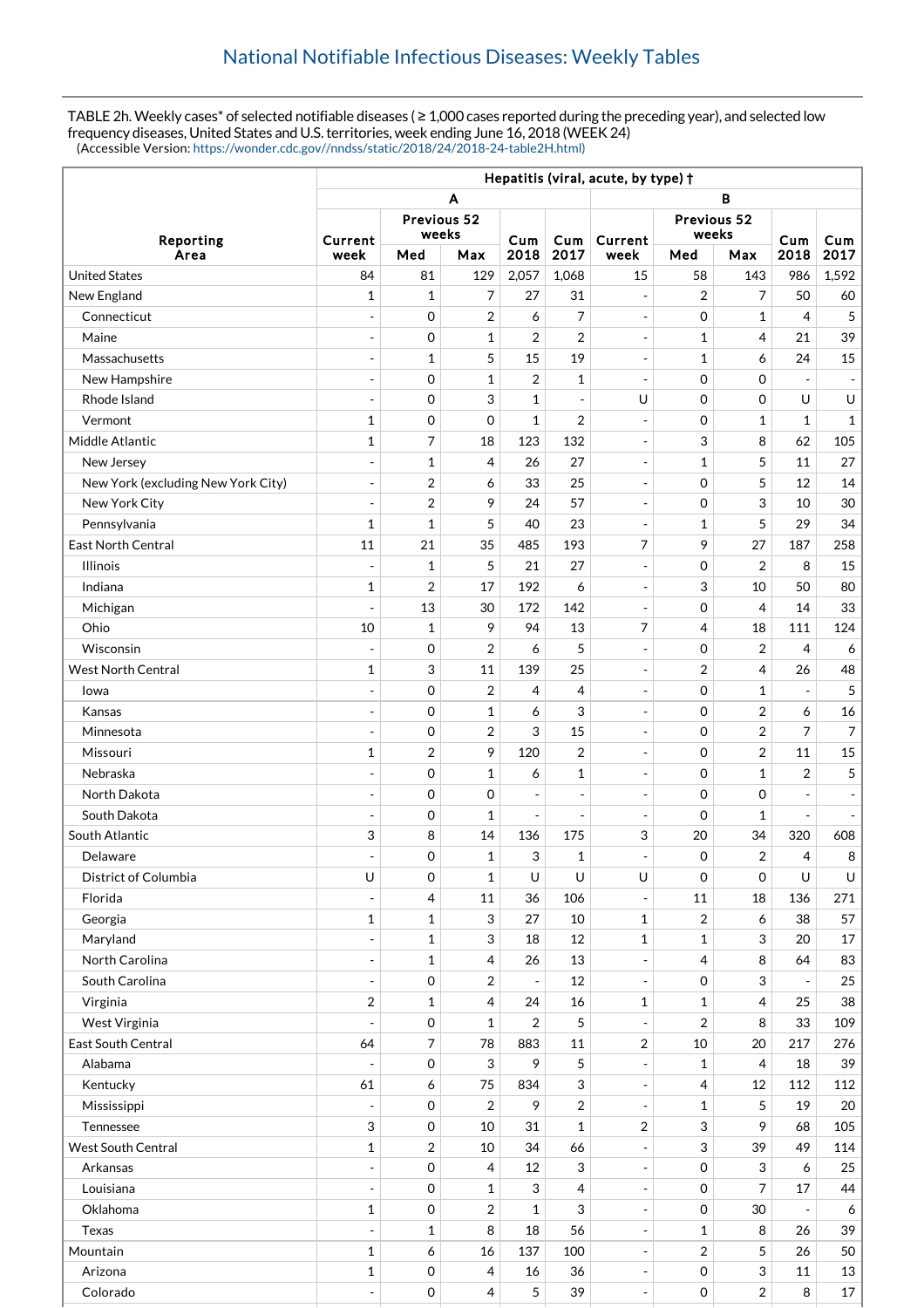# National Notifiable Infectious Diseases: Weekly Tables

TABLE 2h. Weekly cases* of selected notifiable diseases ( ≥ 1,000 cases reported during the preceding year), and selected low frequency diseases, United States and U.S. territories, week ending June 16, 2018 (WEEK 24)
(Accessible Version: https://wonder.cdc.gov//nndss/static/2018/24/2018-24-table2H.html)

| Reporting Area | Hepatitis (viral, acute, by type) † | | | | | | | | | |
|---|---|---|---|---|---|---|---|---|---|---|
| | A | | | | | B | | | | |
| | Current week | Previous 52 weeks | | Cum 2018 | Cum 2017 | Current week | Previous 52 weeks | | Cum 2018 | Cum 2017 |
| | | Med | Max | | | | Med | Max | | |
| United States | 84 | 81 | 129 | 2,057 | 1,068 | 15 | 58 | 143 | 986 | 1,592 |
| New England | 1 | 1 | 7 | 27 | 31 | - | 2 | 7 | 50 | 60 |
| Connecticut | - | 0 | 2 | 6 | 7 | - | 0 | 1 | 4 | 5 |
| Maine | - | 0 | 1 | 2 | 2 | - | 1 | 4 | 21 | 39 |
| Massachusetts | - | 1 | 5 | 15 | 19 | - | 1 | 6 | 24 | 15 |
| New Hampshire | - | 0 | 1 | 2 | 1 | - | 0 | 0 | - | - |
| Rhode Island | - | 0 | 3 | 1 | - | U | 0 | 0 | U | U |
| Vermont | 1 | 0 | 0 | 1 | 2 | - | 0 | 1 | 1 | 1 |
| Middle Atlantic | 1 | 7 | 18 | 123 | 132 | - | 3 | 8 | 62 | 105 |
| New Jersey | - | 1 | 4 | 26 | 27 | - | 1 | 5 | 11 | 27 |
| New York (excluding New York City) | - | 2 | 6 | 33 | 25 | - | 0 | 5 | 12 | 14 |
| New York City | - | 2 | 9 | 24 | 57 | - | 0 | 3 | 10 | 30 |
| Pennsylvania | 1 | 1 | 5 | 40 | 23 | - | 1 | 5 | 29 | 34 |
| East North Central | 11 | 21 | 35 | 485 | 193 | 7 | 9 | 27 | 187 | 258 |
| Illinois | - | 1 | 5 | 21 | 27 | - | 0 | 2 | 8 | 15 |
| Indiana | 1 | 2 | 17 | 192 | 6 | - | 3 | 10 | 50 | 80 |
| Michigan | - | 13 | 30 | 172 | 142 | - | 0 | 4 | 14 | 33 |
| Ohio | 10 | 1 | 9 | 94 | 13 | 7 | 4 | 18 | 111 | 124 |
| Wisconsin | - | 0 | 2 | 6 | 5 | - | 0 | 2 | 4 | 6 |
| West North Central | 1 | 3 | 11 | 139 | 25 | - | 2 | 4 | 26 | 48 |
| Iowa | - | 0 | 2 | 4 | 4 | - | 0 | 1 | - | 5 |
| Kansas | - | 0 | 1 | 6 | 3 | - | 0 | 2 | 6 | 16 |
| Minnesota | - | 0 | 2 | 3 | 15 | - | 0 | 2 | 7 | 7 |
| Missouri | 1 | 2 | 9 | 120 | 2 | - | 0 | 2 | 11 | 15 |
| Nebraska | - | 0 | 1 | 6 | 1 | - | 0 | 1 | 2 | 5 |
| North Dakota | - | 0 | 0 | - | - | - | 0 | 0 | - | - |
| South Dakota | - | 0 | 1 | - | - | - | 0 | 1 | - | - |
| South Atlantic | 3 | 8 | 14 | 136 | 175 | 3 | 20 | 34 | 320 | 608 |
| Delaware | - | 0 | 1 | 3 | 1 | - | 0 | 2 | 4 | 8 |
| District of Columbia | U | 0 | 1 | U | U | U | 0 | 0 | U | U |
| Florida | - | 4 | 11 | 36 | 106 | - | 11 | 18 | 136 | 271 |
| Georgia | 1 | 1 | 3 | 27 | 10 | 1 | 2 | 6 | 38 | 57 |
| Maryland | - | 1 | 3 | 18 | 12 | 1 | 1 | 3 | 20 | 17 |
| North Carolina | - | 1 | 4 | 26 | 13 | - | 4 | 8 | 64 | 83 |
| South Carolina | - | 0 | 2 | - | 12 | - | 0 | 3 | - | 25 |
| Virginia | 2 | 1 | 4 | 24 | 16 | 1 | 1 | 4 | 25 | 38 |
| West Virginia | - | 0 | 1 | 2 | 5 | - | 2 | 8 | 33 | 109 |
| East South Central | 64 | 7 | 78 | 883 | 11 | 2 | 10 | 20 | 217 | 276 |
| Alabama | - | 0 | 3 | 9 | 5 | - | 1 | 4 | 18 | 39 |
| Kentucky | 61 | 6 | 75 | 834 | 3 | - | 4 | 12 | 112 | 112 |
| Mississippi | - | 0 | 2 | 9 | 2 | - | 1 | 5 | 19 | 20 |
| Tennessee | 3 | 0 | 10 | 31 | 1 | 2 | 3 | 9 | 68 | 105 |
| West South Central | 1 | 2 | 10 | 34 | 66 | - | 3 | 39 | 49 | 114 |
| Arkansas | - | 0 | 4 | 12 | 3 | - | 0 | 3 | 6 | 25 |
| Louisiana | - | 0 | 1 | 3 | 4 | - | 0 | 7 | 17 | 44 |
| Oklahoma | 1 | 0 | 2 | 1 | 3 | - | 0 | 30 | - | 6 |
| Texas | - | 1 | 8 | 18 | 56 | - | 1 | 8 | 26 | 39 |
| Mountain | 1 | 6 | 16 | 137 | 100 | - | 2 | 5 | 26 | 50 |
| Arizona | 1 | 0 | 4 | 16 | 36 | - | 0 | 3 | 11 | 13 |
| Colorado | - | 0 | 4 | 5 | 39 | - | 0 | 2 | 8 | 17 |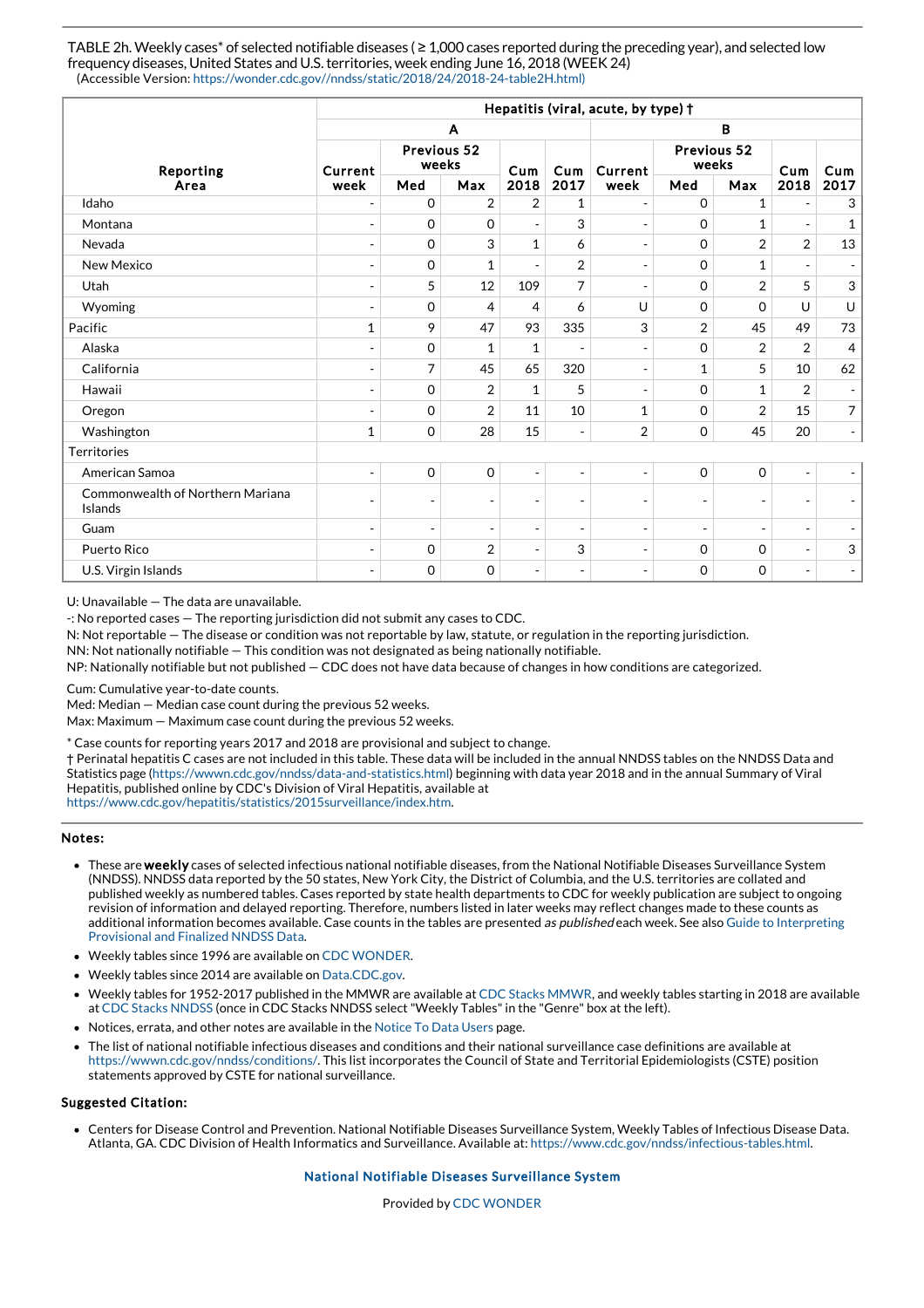TABLE 2h. Weekly cases* of selected notifiable diseases ( ≥ 1,000 cases reported during the preceding year), and selected low frequency diseases, United States and U.S. territories, week ending June 16, 2018 (WEEK 24)
(Accessible Version: https://wonder.cdc.gov//nndss/static/2018/24/2018-24-table2H.html)

| Reporting Area | Hepatitis (viral, acute, by type) † | | | | | | | | | |
|---|---|---|---|---|---|---|---|---|---|---|
| | A | | | | | B | | | | |
| | Current week | Previous 52 weeks | | Cum 2018 | Cum 2017 | Current week | Previous 52 weeks | | Cum 2018 | Cum 2017 |
| | | Med | Max | | | | Med | Max | | |
| Idaho | - | 0 | 2 | 2 | 1 | - | 0 | 1 | - | 3 |
| Montana | - | 0 | 0 | - | 3 | - | 0 | 1 | - | 1 |
| Nevada | - | 0 | 3 | 1 | 6 | - | 0 | 2 | 2 | 13 |
| New Mexico | - | 0 | 1 | - | 2 | - | 0 | 1 | - | - |
| Utah | - | 5 | 12 | 109 | 7 | - | 0 | 2 | 5 | 3 |
| Wyoming | - | 0 | 4 | 4 | 6 | U | 0 | 0 | U | U |
| Pacific | 1 | 9 | 47 | 93 | 335 | 3 | 2 | 45 | 49 | 73 |
| Alaska | - | 0 | 1 | 1 | - | - | 0 | 2 | 2 | 4 |
| California | - | 7 | 45 | 65 | 320 | - | 1 | 5 | 10 | 62 |
| Hawaii | - | 0 | 2 | 1 | 5 | - | 0 | 1 | 2 | - |
| Oregon | - | 0 | 2 | 11 | 10 | 1 | 0 | 2 | 15 | 7 |
| Washington | 1 | 0 | 28 | 15 | - | 2 | 0 | 45 | 20 | - |
| Territories | | | | | | | | | | |
| American Samoa | - | 0 | 0 | - | - | - | 0 | 0 | - | - |
| Commonwealth of Northern Mariana Islands | - | - | - | - | - | - | - | - | - | - |
| Guam | - | - | - | - | - | - | - | - | - | - |
| Puerto Rico | - | 0 | 2 | - | 3 | - | 0 | 0 | - | 3 |
| U.S. Virgin Islands | - | 0 | 0 | - | - | - | 0 | 0 | - | - |

U: Unavailable — The data are unavailable.
-: No reported cases — The reporting jurisdiction did not submit any cases to CDC.
N: Not reportable — The disease or condition was not reportable by law, statute, or regulation in the reporting jurisdiction.
NN: Not nationally notifiable — This condition was not designated as being nationally notifiable.
NP: Nationally notifiable but not published — CDC does not have data because of changes in how conditions are categorized.

Cum: Cumulative year-to-date counts.
Med: Median — Median case count during the previous 52 weeks.
Max: Maximum — Maximum case count during the previous 52 weeks.

* Case counts for reporting years 2017 and 2018 are provisional and subject to change.
† Perinatal hepatitis C cases are not included in this table. These data will be included in the annual NNDSS tables on the NNDSS Data and Statistics page (https://wwwn.cdc.gov/nndss/data-and-statistics.html) beginning with data year 2018 and in the annual Summary of Viral Hepatitis, published online by CDC's Division of Viral Hepatitis, available at https://www.cdc.gov/hepatitis/statistics/2015surveillance/index.htm.

### Notes:

- These are **weekly** cases of selected infectious national notifiable diseases, from the National Notifiable Diseases Surveillance System (NNDSS). NNDSS data reported by the 50 states, New York City, the District of Columbia, and the U.S. territories are collated and published weekly as numbered tables. Cases reported by state health departments to CDC for weekly publication are subject to ongoing revision of information and delayed reporting. Therefore, numbers listed in later weeks may reflect changes made to these counts as additional information becomes available. Case counts in the tables are presented *as published* each week. See also Guide to Interpreting Provisional and Finalized NNDSS Data.
- Weekly tables since 1996 are available on CDC WONDER.
- Weekly tables since 2014 are available on Data.CDC.gov.
- Weekly tables for 1952-2017 published in the MMWR are available at CDC Stacks MMWR, and weekly tables starting in 2018 are available at CDC Stacks NNDSS (once in CDC Stacks NNDSS select "Weekly Tables" in the "Genre" box at the left).
- Notices, errata, and other notes are available in the Notice To Data Users page.
- The list of national notifiable infectious diseases and conditions and their national surveillance case definitions are available at https://wwwn.cdc.gov/nndss/conditions/. This list incorporates the Council of State and Territorial Epidemiologists (CSTE) position statements approved by CSTE for national surveillance.

### Suggested Citation:

- Centers for Disease Control and Prevention. National Notifiable Diseases Surveillance System, Weekly Tables of Infectious Disease Data. Atlanta, GA. CDC Division of Health Informatics and Surveillance. Available at: https://www.cdc.gov/nndss/infectious-tables.html.

**National Notifiable Diseases Surveillance System**

Provided by CDC WONDER